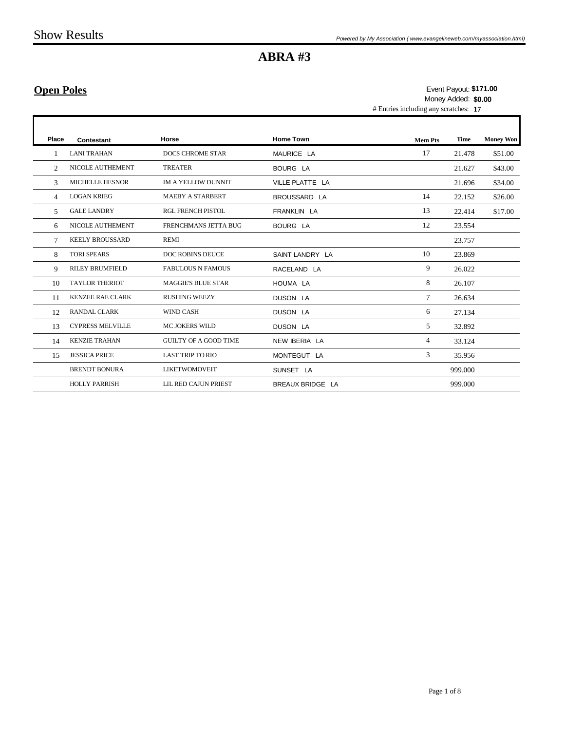# Show Results

*Powered by My Association ( www.evangelineweb.com/myassociation.html)*

## ABRA #3

### Open Poles

Event Payout: **$171.00**
Money Added: **$0.00**
# Entries including any scratches: **17**

| Place | Contestant | Horse | Home Town | Mem Pts | Time | Money Won |
|---|---|---|---|---|---|---|
| 1 | LANI TRAHAN | DOCS CHROME STAR | MAURICE LA | 17 | 21.478 | $51.00 |
| 2 | NICOLE AUTHEMENT | TREATER | BOURG LA | | 21.627 | $43.00 |
| 3 | MICHELLE HESNOR | IM A YELLOW DUNNIT | VILLE PLATTE LA | | 21.696 | $34.00 |
| 4 | LOGAN KRIEG | MAEBY A STARBERT | BROUSSARD LA | 14 | 22.152 | $26.00 |
| 5 | GALE LANDRY | RGL FRENCH PISTOL | FRANKLIN LA | 13 | 22.414 | $17.00 |
| 6 | NICOLE AUTHEMENT | FRENCHMANS JETTA BUG | BOURG LA | 12 | 23.554 | |
| 7 | KEELY BROUSSARD | REMI | | | 23.757 | |
| 8 | TORI SPEARS | DOC ROBINS DEUCE | SAINT LANDRY LA | 10 | 23.869 | |
| 9 | RILEY BRUMFIELD | FABULOUS N FAMOUS | RACELAND LA | 9 | 26.022 | |
| 10 | TAYLOR THERIOT | MAGGIE'S BLUE STAR | HOUMA LA | 8 | 26.107 | |
| 11 | KENZEE RAE CLARK | RUSHING WEEZY | DUSON LA | 7 | 26.634 | |
| 12 | RANDAL CLARK | WIND CASH | DUSON LA | 6 | 27.134 | |
| 13 | CYPRESS MELVILLE | MC JOKERS WILD | DUSON LA | 5 | 32.892 | |
| 14 | KENZIE TRAHAN | GUILTY OF A GOOD TIME | NEW IBERIA LA | 4 | 33.124 | |
| 15 | JESSICA PRICE | LAST TRIP TO RIO | MONTEGUT LA | 3 | 35.956 | |
| | BRENDT BONURA | LIKETWOMOVEIT | SUNSET LA | | 999.000 | |
| | HOLLY PARRISH | LIL RED CAJUN PRIEST | BREAUX BRIDGE LA | | 999.000 | |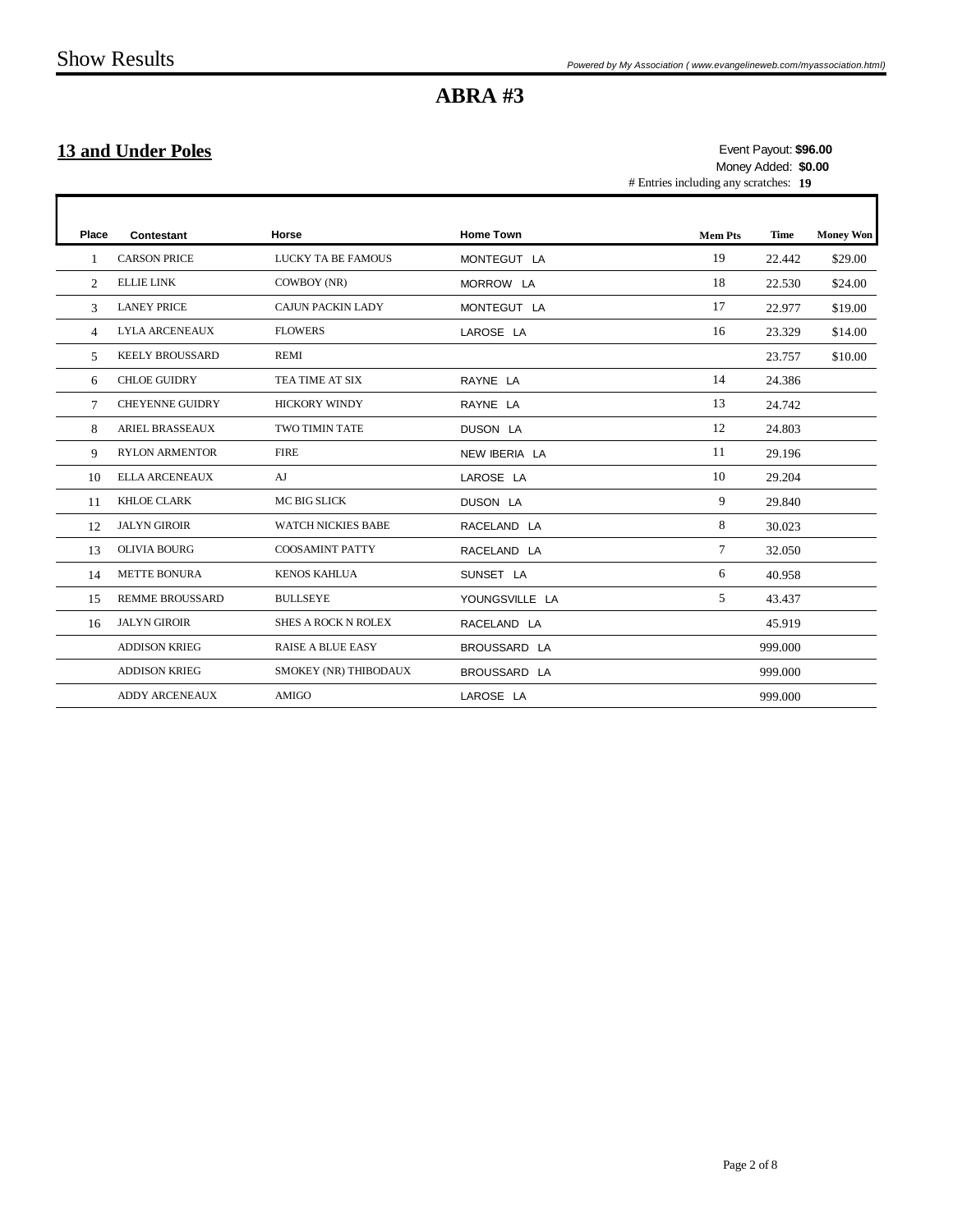# ABRA #3

## 13 and Under Poles

Event Payout: **$96.00**
Money Added: **$0.00**
# Entries including any scratches: **19**

| Place | Contestant | Horse | Home Town | Mem Pts | Time | Money Won |
|---|---|---|---|---|---|---|
| 1 | CARSON PRICE | LUCKY TA BE FAMOUS | MONTEGUT LA | 19 | 22.442 | $29.00 |
| 2 | ELLIE LINK | COWBOY (NR) | MORROW LA | 18 | 22.530 | $24.00 |
| 3 | LANEY PRICE | CAJUN PACKIN LADY | MONTEGUT LA | 17 | 22.977 | $19.00 |
| 4 | LYLA ARCENEAUX | FLOWERS | LAROSE LA | 16 | 23.329 | $14.00 |
| 5 | KEELY BROUSSARD | REMI | | | 23.757 | $10.00 |
| 6 | CHLOE GUIDRY | TEA TIME AT SIX | RAYNE LA | 14 | 24.386 | |
| 7 | CHEYENNE GUIDRY | HICKORY WINDY | RAYNE LA | 13 | 24.742 | |
| 8 | ARIEL BRASSEAUX | TWO TIMIN TATE | DUSON LA | 12 | 24.803 | |
| 9 | RYLON ARMENTOR | FIRE | NEW IBERIA LA | 11 | 29.196 | |
| 10 | ELLA ARCENEAUX | AJ | LAROSE LA | 10 | 29.204 | |
| 11 | KHLOE CLARK | MC BIG SLICK | DUSON LA | 9 | 29.840 | |
| 12 | JALYN GIROIR | WATCH NICKIES BABE | RACELAND LA | 8 | 30.023 | |
| 13 | OLIVIA BOURG | COOSAMINT PATTY | RACELAND LA | 7 | 32.050 | |
| 14 | METTE BONURA | KENOS KAHLUA | SUNSET LA | 6 | 40.958 | |
| 15 | REMME BROUSSARD | BULLSEYE | YOUNGSVILLE LA | 5 | 43.437 | |
| 16 | JALYN GIROIR | SHES A ROCK N ROLEX | RACELAND LA | | 45.919 | |
| | ADDISON KRIEG | RAISE A BLUE EASY | BROUSSARD LA | | 999.000 | |
| | ADDISON KRIEG | SMOKEY (NR) THIBODAUX | BROUSSARD LA | | 999.000 | |
| | ADDY ARCENEAUX | AMIGO | LAROSE LA | | 999.000 | |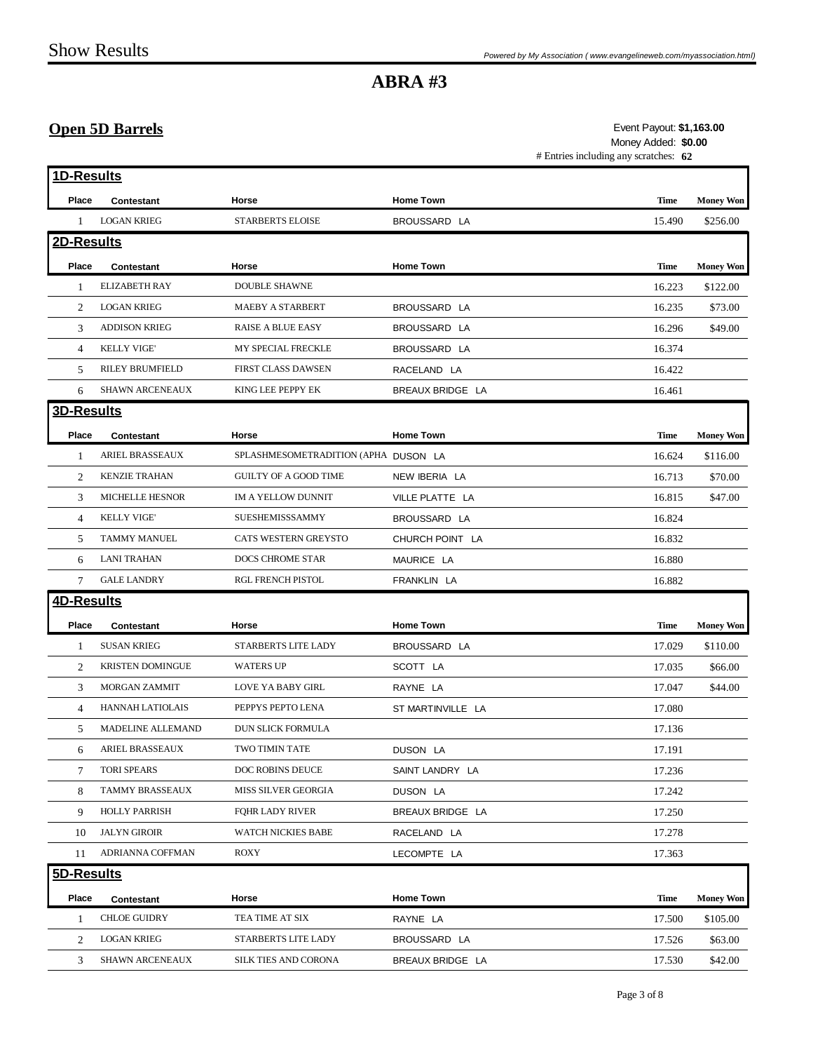# Show Results

*Powered by My Association ( www.evangelineweb.com/myassociation.html)*

## ABRA #3

### Open 5D Barrels

Event Payout: **$1,163.00**
Money Added: **$0.00**
# Entries including any scratches: **62**

#### 1D-Results

| Place | Contestant | Horse | Home Town | Time | Money Won |
|---|---|---|---|---|---|
| 1 | LOGAN KRIEG | STARBERTS ELOISE | BROUSSARD LA | 15.490 | $256.00 |

#### 2D-Results

| Place | Contestant | Horse | Home Town | Time | Money Won |
|---|---|---|---|---|---|
| 1 | ELIZABETH RAY | DOUBLE SHAWNE | | 16.223 | $122.00 |
| 2 | LOGAN KRIEG | MAEBY A STARBERT | BROUSSARD LA | 16.235 | $73.00 |
| 3 | ADDISON KRIEG | RAISE A BLUE EASY | BROUSSARD LA | 16.296 | $49.00 |
| 4 | KELLY VIGE' | MY SPECIAL FRECKLE | BROUSSARD LA | 16.374 | |
| 5 | RILEY BRUMFIELD | FIRST CLASS DAWSEN | RACELAND LA | 16.422 | |
| 6 | SHAWN ARCENEAUX | KING LEE PEPPY EK | BREAUX BRIDGE LA | 16.461 | |

#### 3D-Results

| Place | Contestant | Horse | Home Town | Time | Money Won |
|---|---|---|---|---|---|
| 1 | ARIEL BRASSEAUX | SPLASHMESOMETRADITION (APHA | DUSON LA | 16.624 | $116.00 |
| 2 | KENZIE TRAHAN | GUILTY OF A GOOD TIME | NEW IBERIA LA | 16.713 | $70.00 |
| 3 | MICHELLE HESNOR | IM A YELLOW DUNNIT | VILLE PLATTE LA | 16.815 | $47.00 |
| 4 | KELLY VIGE' | SUESHEMISSSAMMY | BROUSSARD LA | 16.824 | |
| 5 | TAMMY MANUEL | CATS WESTERN GREYSTO | CHURCH POINT LA | 16.832 | |
| 6 | LANI TRAHAN | DOCS CHROME STAR | MAURICE LA | 16.880 | |
| 7 | GALE LANDRY | RGL FRENCH PISTOL | FRANKLIN LA | 16.882 | |

#### 4D-Results

| Place | Contestant | Horse | Home Town | Time | Money Won |
|---|---|---|---|---|---|
| 1 | SUSAN KRIEG | STARBERTS LITE LADY | BROUSSARD LA | 17.029 | $110.00 |
| 2 | KRISTEN DOMINGUE | WATERS UP | SCOTT LA | 17.035 | $66.00 |
| 3 | MORGAN ZAMMIT | LOVE YA BABY GIRL | RAYNE LA | 17.047 | $44.00 |
| 4 | HANNAH LATIOLAIS | PEPPYS PEPTO LENA | ST MARTINVILLE LA | 17.080 | |
| 5 | MADELINE ALLEMAND | DUN SLICK FORMULA | | 17.136 | |
| 6 | ARIEL BRASSEAUX | TWO TIMIN TATE | DUSON LA | 17.191 | |
| 7 | TORI SPEARS | DOC ROBINS DEUCE | SAINT LANDRY LA | 17.236 | |
| 8 | TAMMY BRASSEAUX | MISS SILVER GEORGIA | DUSON LA | 17.242 | |
| 9 | HOLLY PARRISH | FQHR LADY RIVER | BREAUX BRIDGE LA | 17.250 | |
| 10 | JALYN GIROIR | WATCH NICKIES BABE | RACELAND LA | 17.278 | |
| 11 | ADRIANNA COFFMAN | ROXY | LECOMPTE LA | 17.363 | |

#### 5D-Results

| Place | Contestant | Horse | Home Town | Time | Money Won |
|---|---|---|---|---|---|
| 1 | CHLOE GUIDRY | TEA TIME AT SIX | RAYNE LA | 17.500 | $105.00 |
| 2 | LOGAN KRIEG | STARBERTS LITE LADY | BROUSSARD LA | 17.526 | $63.00 |
| 3 | SHAWN ARCENEAUX | SILK TIES AND CORONA | BREAUX BRIDGE LA | 17.530 | $42.00 |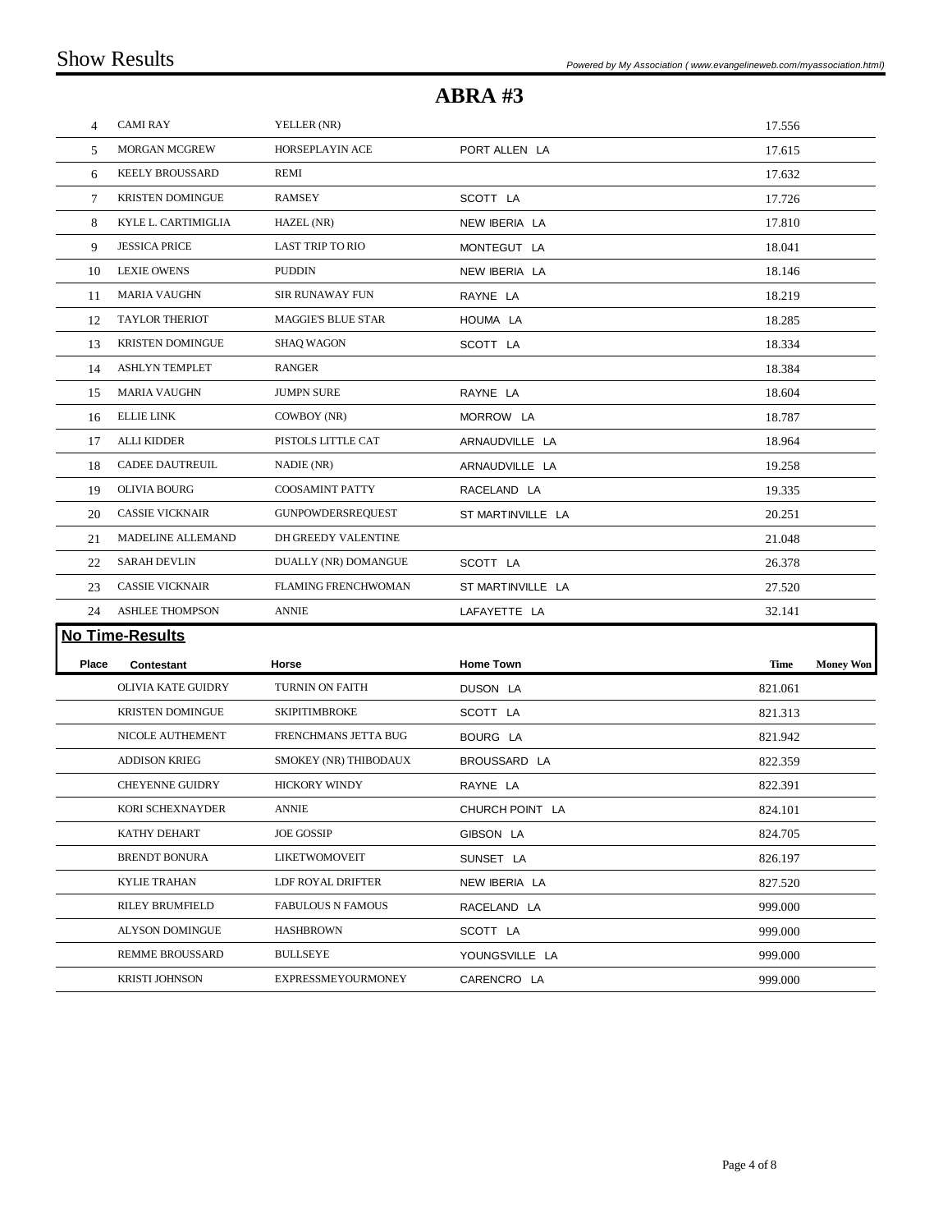# ABRA #3

| Place | Contestant | Horse | Home Town | Time | Money Won |
|---|---|---|---|---|---|
| 4 | CAMI RAY | YELLER (NR) | | 17.556 | |
| 5 | MORGAN MCGREW | HORSEPLAYIN ACE | PORT ALLEN LA | 17.615 | |
| 6 | KEELY BROUSSARD | REMI | | 17.632 | |
| 7 | KRISTEN DOMINGUE | RAMSEY | SCOTT LA | 17.726 | |
| 8 | KYLE L. CARTIMIGLIA | HAZEL (NR) | NEW IBERIA LA | 17.810 | |
| 9 | JESSICA PRICE | LAST TRIP TO RIO | MONTEGUT LA | 18.041 | |
| 10 | LEXIE OWENS | PUDDIN | NEW IBERIA LA | 18.146 | |
| 11 | MARIA VAUGHN | SIR RUNAWAY FUN | RAYNE LA | 18.219 | |
| 12 | TAYLOR THERIOT | MAGGIE'S BLUE STAR | HOUMA LA | 18.285 | |
| 13 | KRISTEN DOMINGUE | SHAQ WAGON | SCOTT LA | 18.334 | |
| 14 | ASHLYN TEMPLET | RANGER | | 18.384 | |
| 15 | MARIA VAUGHN | JUMPN SURE | RAYNE LA | 18.604 | |
| 16 | ELLIE LINK | COWBOY (NR) | MORROW LA | 18.787 | |
| 17 | ALLI KIDDER | PISTOLS LITTLE CAT | ARNAUDVILLE LA | 18.964 | |
| 18 | CADEE DAUTREUIL | NADIE (NR) | ARNAUDVILLE LA | 19.258 | |
| 19 | OLIVIA BOURG | COOSAMINT PATTY | RACELAND LA | 19.335 | |
| 20 | CASSIE VICKNAIR | GUNPOWDERSREQUEST | ST MARTINVILLE LA | 20.251 | |
| 21 | MADELINE ALLEMAND | DH GREEDY VALENTINE | | 21.048 | |
| 22 | SARAH DEVLIN | DUALLY (NR) DOMANGUE | SCOTT LA | 26.378 | |
| 23 | CASSIE VICKNAIR | FLAMING FRENCHWOMAN | ST MARTINVILLE LA | 27.520 | |
| 24 | ASHLEE THOMPSON | ANNIE | LAFAYETTE LA | 32.141 | |

## No Time-Results

| Place | Contestant | Horse | Home Town | Time | Money Won |
|---|---|---|---|---|---|
| | OLIVIA KATE GUIDRY | TURNIN ON FAITH | DUSON LA | 821.061 | |
| | KRISTEN DOMINGUE | SKIPITIMBROKE | SCOTT LA | 821.313 | |
| | NICOLE AUTHEMENT | FRENCHMANS JETTA BUG | BOURG LA | 821.942 | |
| | ADDISON KRIEG | SMOKEY (NR) THIBODAUX | BROUSSARD LA | 822.359 | |
| | CHEYENNE GUIDRY | HICKORY WINDY | RAYNE LA | 822.391 | |
| | KORI SCHEXNAYDER | ANNIE | CHURCH POINT LA | 824.101 | |
| | KATHY DEHART | JOE GOSSIP | GIBSON LA | 824.705 | |
| | BRENDT BONURA | LIKETWOMOVEIT | SUNSET LA | 826.197 | |
| | KYLIE TRAHAN | LDF ROYAL DRIFTER | NEW IBERIA LA | 827.520 | |
| | RILEY BRUMFIELD | FABULOUS N FAMOUS | RACELAND LA | 999.000 | |
| | ALYSON DOMINGUE | HASHBROWN | SCOTT LA | 999.000 | |
| | REMME BROUSSARD | BULLSEYE | YOUNGSVILLE LA | 999.000 | |
| | KRISTI JOHNSON | EXPRESSMEYOURMONEY | CARENCRO LA | 999.000 | |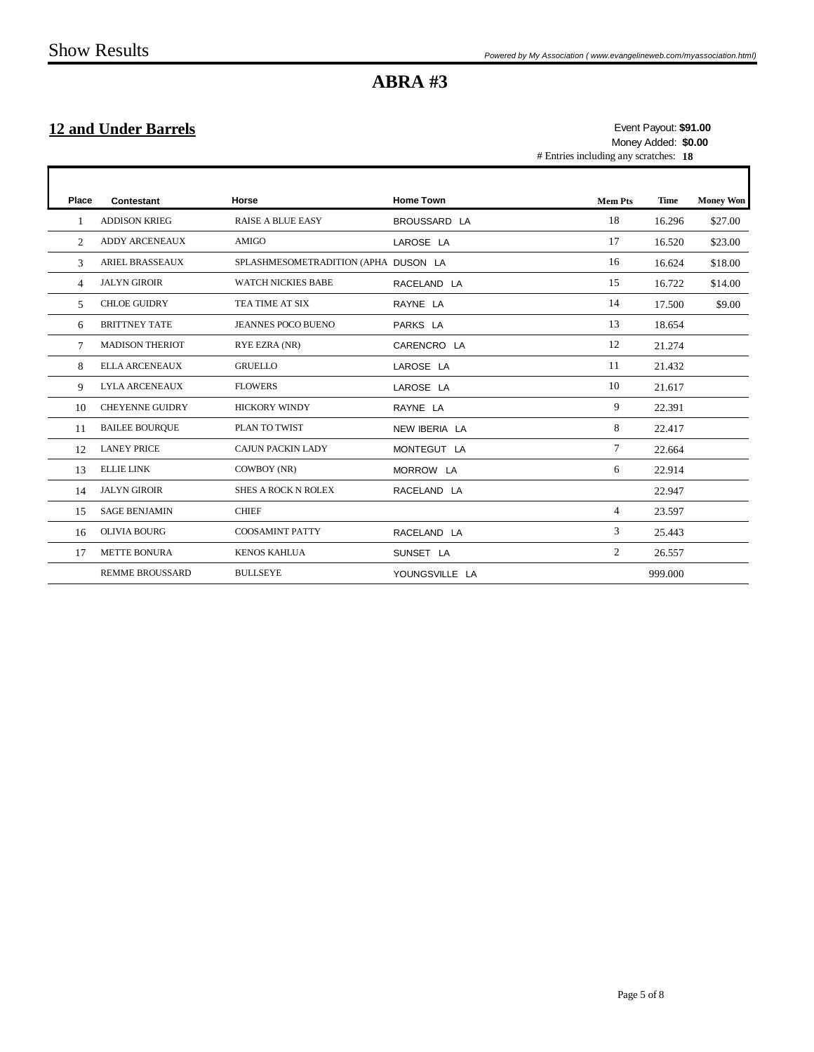Show Results

*Powered by My Association ( www.evangelineweb.com/myassociation.html)*

# ABRA #3

## 12 and Under Barrels

Event Payout: **$91.00**
Money Added: **$0.00**
# Entries including any scratches: **18**

| Place | Contestant | Horse | Home Town | Mem Pts | Time | Money Won |
|---|---|---|---|---|---|---|
| 1 | ADDISON KRIEG | RAISE A BLUE EASY | BROUSSARD LA | 18 | 16.296 | $27.00 |
| 2 | ADDY ARCENEAUX | AMIGO | LAROSE LA | 17 | 16.520 | $23.00 |
| 3 | ARIEL BRASSEAUX | SPLASHMESOMETRADITION (APHA | DUSON LA | 16 | 16.624 | $18.00 |
| 4 | JALYN GIROIR | WATCH NICKIES BABE | RACELAND LA | 15 | 16.722 | $14.00 |
| 5 | CHLOE GUIDRY | TEA TIME AT SIX | RAYNE LA | 14 | 17.500 | $9.00 |
| 6 | BRITTNEY TATE | JEANNES POCO BUENO | PARKS LA | 13 | 18.654 | |
| 7 | MADISON THERIOT | RYE EZRA (NR) | CARENCRO LA | 12 | 21.274 | |
| 8 | ELLA ARCENEAUX | GRUELLO | LAROSE LA | 11 | 21.432 | |
| 9 | LYLA ARCENEAUX | FLOWERS | LAROSE LA | 10 | 21.617 | |
| 10 | CHEYENNE GUIDRY | HICKORY WINDY | RAYNE LA | 9 | 22.391 | |
| 11 | BAILEE BOURQUE | PLAN TO TWIST | NEW IBERIA LA | 8 | 22.417 | |
| 12 | LANEY PRICE | CAJUN PACKIN LADY | MONTEGUT LA | 7 | 22.664 | |
| 13 | ELLIE LINK | COWBOY (NR) | MORROW LA | 6 | 22.914 | |
| 14 | JALYN GIROIR | SHES A ROCK N ROLEX | RACELAND LA | | 22.947 | |
| 15 | SAGE BENJAMIN | CHIEF | | 4 | 23.597 | |
| 16 | OLIVIA BOURG | COOSAMINT PATTY | RACELAND LA | 3 | 25.443 | |
| 17 | METTE BONURA | KENOS KAHLUA | SUNSET LA | 2 | 26.557 | |
| | REMME BROUSSARD | BULLSEYE | YOUNGSVILLE LA | | 999.000 | |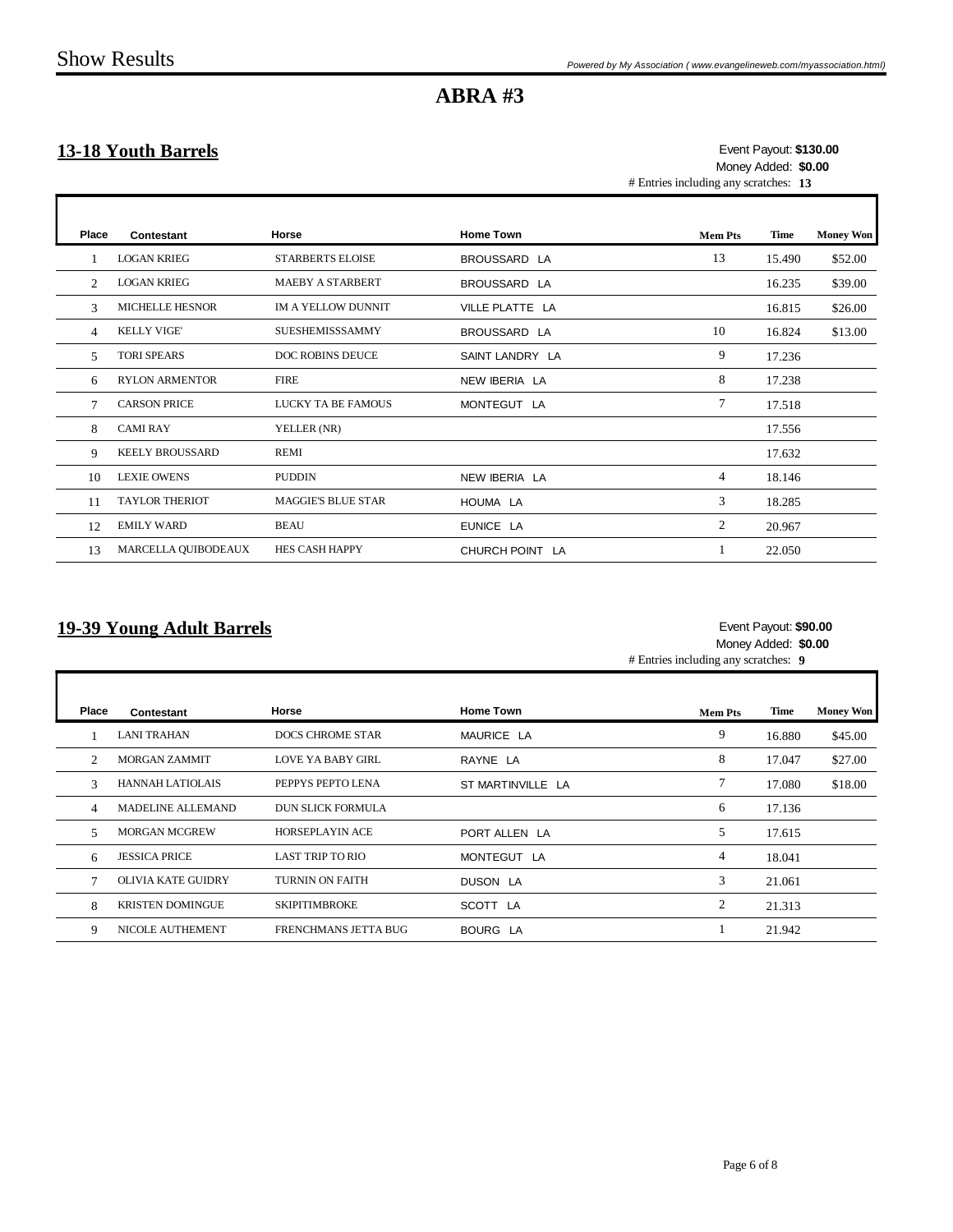# ABRA #3

## 13-18 Youth Barrels

Event Payout: **$130.00**
Money Added: **$0.00**
# Entries including any scratches: **13**

| Place | Contestant | Horse | Home Town | Mem Pts | Time | Money Won |
|---|---|---|---|---|---|---|
| 1 | LOGAN KRIEG | STARBERTS ELOISE | BROUSSARD LA | 13 | 15.490 | $52.00 |
| 2 | LOGAN KRIEG | MAEBY A STARBERT | BROUSSARD LA | | 16.235 | $39.00 |
| 3 | MICHELLE HESNOR | IM A YELLOW DUNNIT | VILLE PLATTE LA | | 16.815 | $26.00 |
| 4 | KELLY VIGE' | SUESHEMISSSAMMY | BROUSSARD LA | 10 | 16.824 | $13.00 |
| 5 | TORI SPEARS | DOC ROBINS DEUCE | SAINT LANDRY LA | 9 | 17.236 | |
| 6 | RYLON ARMENTOR | FIRE | NEW IBERIA LA | 8 | 17.238 | |
| 7 | CARSON PRICE | LUCKY TA BE FAMOUS | MONTEGUT LA | 7 | 17.518 | |
| 8 | CAMI RAY | YELLER (NR) | | | 17.556 | |
| 9 | KEELY BROUSSARD | REMI | | | 17.632 | |
| 10 | LEXIE OWENS | PUDDIN | NEW IBERIA LA | 4 | 18.146 | |
| 11 | TAYLOR THERIOT | MAGGIE'S BLUE STAR | HOUMA LA | 3 | 18.285 | |
| 12 | EMILY WARD | BEAU | EUNICE LA | 2 | 20.967 | |
| 13 | MARCELLA QUIBODEAUX | HES CASH HAPPY | CHURCH POINT LA | 1 | 22.050 | |

## 19-39 Young Adult Barrels

Event Payout: **$90.00**
Money Added: **$0.00**
# Entries including any scratches: **9**

| Place | Contestant | Horse | Home Town | Mem Pts | Time | Money Won |
|---|---|---|---|---|---|---|
| 1 | LANI TRAHAN | DOCS CHROME STAR | MAURICE LA | 9 | 16.880 | $45.00 |
| 2 | MORGAN ZAMMIT | LOVE YA BABY GIRL | RAYNE LA | 8 | 17.047 | $27.00 |
| 3 | HANNAH LATIOLAIS | PEPPYS PEPTO LENA | ST MARTINVILLE LA | 7 | 17.080 | $18.00 |
| 4 | MADELINE ALLEMAND | DUN SLICK FORMULA | | 6 | 17.136 | |
| 5 | MORGAN MCGREW | HORSEPLAYIN ACE | PORT ALLEN LA | 5 | 17.615 | |
| 6 | JESSICA PRICE | LAST TRIP TO RIO | MONTEGUT LA | 4 | 18.041 | |
| 7 | OLIVIA KATE GUIDRY | TURNIN ON FAITH | DUSON LA | 3 | 21.061 | |
| 8 | KRISTEN DOMINGUE | SKIPITIMBROKE | SCOTT LA | 2 | 21.313 | |
| 9 | NICOLE AUTHEMENT | FRENCHMANS JETTA BUG | BOURG LA | 1 | 21.942 | |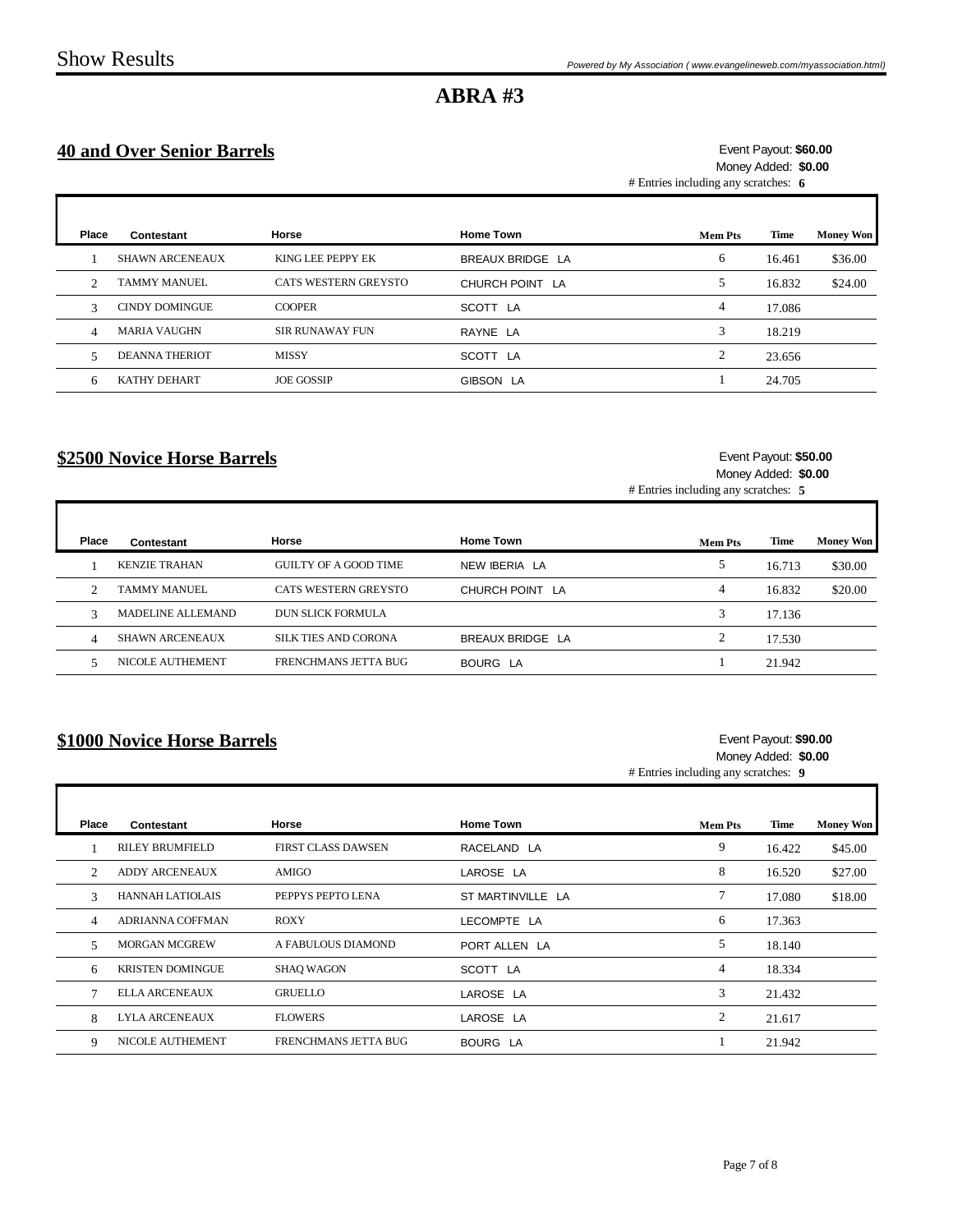# ABRA #3

## 40 and Over Senior Barrels

Event Payout: **$60.00**
Money Added: **$0.00**
# Entries including any scratches: **6**

| Place | Contestant | Horse | Home Town | Mem Pts | Time | Money Won |
|---|---|---|---|---|---|---|
| 1 | SHAWN ARCENEAUX | KING LEE PEPPY EK | BREAUX BRIDGE LA | 6 | 16.461 | $36.00 |
| 2 | TAMMY MANUEL | CATS WESTERN GREYSTO | CHURCH POINT LA | 5 | 16.832 | $24.00 |
| 3 | CINDY DOMINGUE | COOPER | SCOTT LA | 4 | 17.086 | |
| 4 | MARIA VAUGHN | SIR RUNAWAY FUN | RAYNE LA | 3 | 18.219 | |
| 5 | DEANNA THERIOT | MISSY | SCOTT LA | 2 | 23.656 | |
| 6 | KATHY DEHART | JOE GOSSIP | GIBSON LA | 1 | 24.705 | |

## $2500 Novice Horse Barrels

Event Payout: **$50.00**
Money Added: **$0.00**
# Entries including any scratches: **5**

| Place | Contestant | Horse | Home Town | Mem Pts | Time | Money Won |
|---|---|---|---|---|---|---|
| 1 | KENZIE TRAHAN | GUILTY OF A GOOD TIME | NEW IBERIA LA | 5 | 16.713 | $30.00 |
| 2 | TAMMY MANUEL | CATS WESTERN GREYSTO | CHURCH POINT LA | 4 | 16.832 | $20.00 |
| 3 | MADELINE ALLEMAND | DUN SLICK FORMULA | | 3 | 17.136 | |
| 4 | SHAWN ARCENEAUX | SILK TIES AND CORONA | BREAUX BRIDGE LA | 2 | 17.530 | |
| 5 | NICOLE AUTHEMENT | FRENCHMANS JETTA BUG | BOURG LA | 1 | 21.942 | |

## $1000 Novice Horse Barrels

Event Payout: **$90.00**
Money Added: **$0.00**
# Entries including any scratches: **9**

| Place | Contestant | Horse | Home Town | Mem Pts | Time | Money Won |
|---|---|---|---|---|---|---|
| 1 | RILEY BRUMFIELD | FIRST CLASS DAWSEN | RACELAND LA | 9 | 16.422 | $45.00 |
| 2 | ADDY ARCENEAUX | AMIGO | LAROSE LA | 8 | 16.520 | $27.00 |
| 3 | HANNAH LATIOLAIS | PEPPYS PEPTO LENA | ST MARTINVILLE LA | 7 | 17.080 | $18.00 |
| 4 | ADRIANNA COFFMAN | ROXY | LECOMPTE LA | 6 | 17.363 | |
| 5 | MORGAN MCGREW | A FABULOUS DIAMOND | PORT ALLEN LA | 5 | 18.140 | |
| 6 | KRISTEN DOMINGUE | SHAQ WAGON | SCOTT LA | 4 | 18.334 | |
| 7 | ELLA ARCENEAUX | GRUELLO | LAROSE LA | 3 | 21.432 | |
| 8 | LYLA ARCENEAUX | FLOWERS | LAROSE LA | 2 | 21.617 | |
| 9 | NICOLE AUTHEMENT | FRENCHMANS JETTA BUG | BOURG LA | 1 | 21.942 | |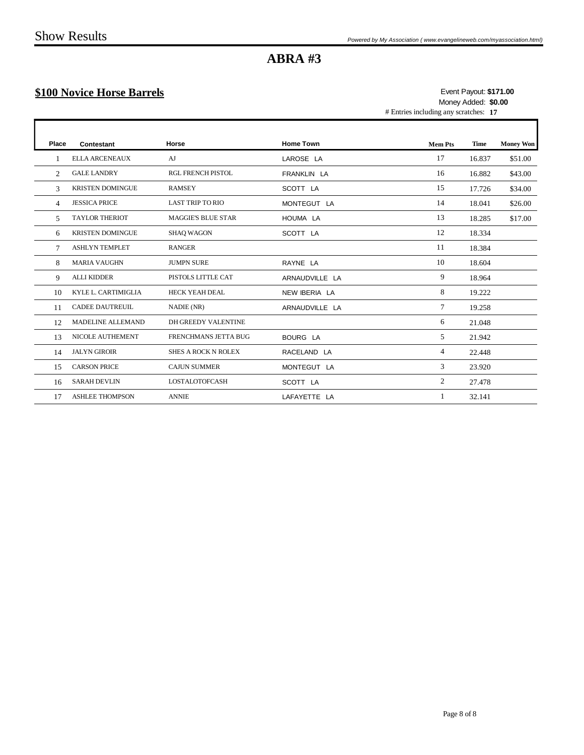# ABRA #3

## $100 Novice Horse Barrels

Event Payout: **$171.00**
Money Added: **$0.00**
# Entries including any scratches: **17**

| Place | Contestant | Horse | Home Town | Mem Pts | Time | Money Won |
|---|---|---|---|---|---|---|
| 1 | ELLA ARCENEAUX | AJ | LAROSE LA | 17 | 16.837 | $51.00 |
| 2 | GALE LANDRY | RGL FRENCH PISTOL | FRANKLIN LA | 16 | 16.882 | $43.00 |
| 3 | KRISTEN DOMINGUE | RAMSEY | SCOTT LA | 15 | 17.726 | $34.00 |
| 4 | JESSICA PRICE | LAST TRIP TO RIO | MONTEGUT LA | 14 | 18.041 | $26.00 |
| 5 | TAYLOR THERIOT | MAGGIE'S BLUE STAR | HOUMA LA | 13 | 18.285 | $17.00 |
| 6 | KRISTEN DOMINGUE | SHAQ WAGON | SCOTT LA | 12 | 18.334 | |
| 7 | ASHLYN TEMPLET | RANGER | | 11 | 18.384 | |
| 8 | MARIA VAUGHN | JUMPN SURE | RAYNE LA | 10 | 18.604 | |
| 9 | ALLI KIDDER | PISTOLS LITTLE CAT | ARNAUDVILLE LA | 9 | 18.964 | |
| 10 | KYLE L. CARTIMIGLIA | HECK YEAH DEAL | NEW IBERIA LA | 8 | 19.222 | |
| 11 | CADEE DAUTREUIL | NADIE (NR) | ARNAUDVILLE LA | 7 | 19.258 | |
| 12 | MADELINE ALLEMAND | DH GREEDY VALENTINE | | 6 | 21.048 | |
| 13 | NICOLE AUTHEMENT | FRENCHMANS JETTA BUG | BOURG LA | 5 | 21.942 | |
| 14 | JALYN GIROIR | SHES A ROCK N ROLEX | RACELAND LA | 4 | 22.448 | |
| 15 | CARSON PRICE | CAJUN SUMMER | MONTEGUT LA | 3 | 23.920 | |
| 16 | SARAH DEVLIN | LOSTALOTOFCASH | SCOTT LA | 2 | 27.478 | |
| 17 | ASHLEE THOMPSON | ANNIE | LAFAYETTE LA | 1 | 32.141 | |